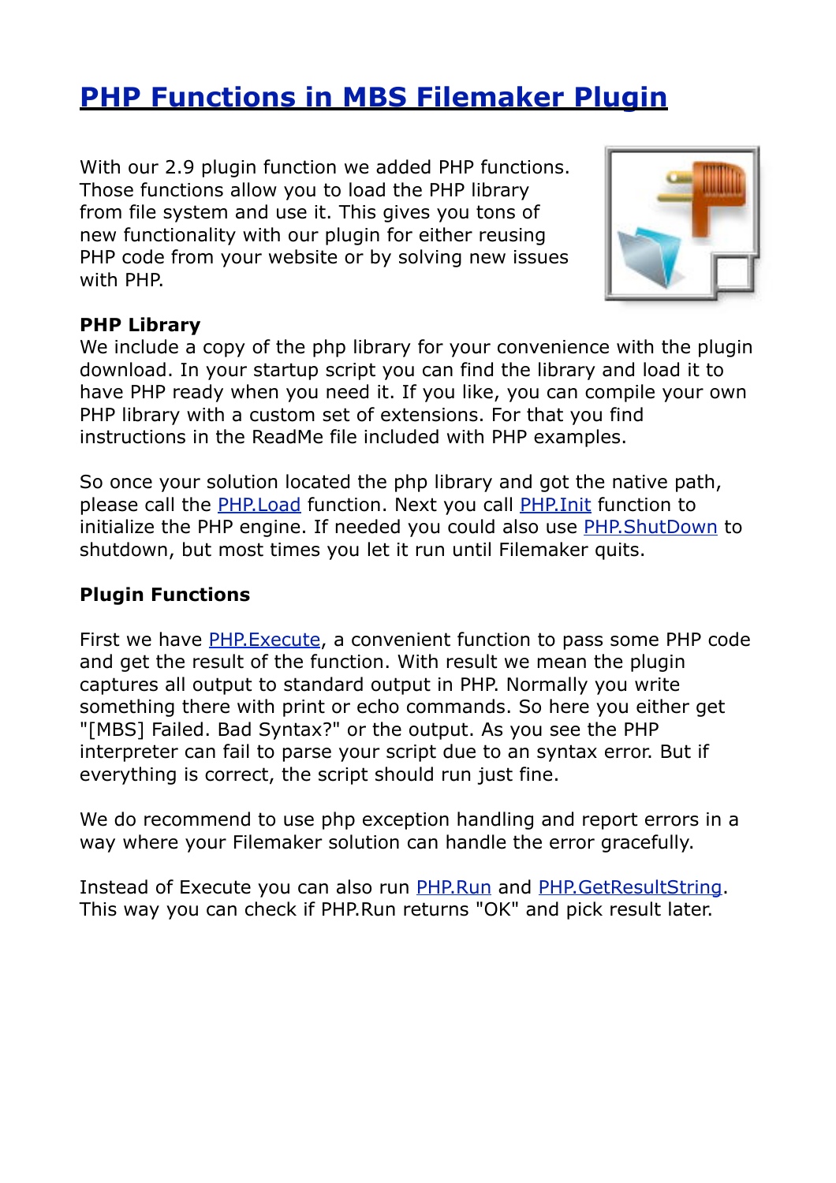# [PHP Functions in MBS Filemaker Plugin]

With our 2.9 plugin function we added PHP functions. Those functions allow you to load the PHP library from file system and use it. This gives you tons of new functionality with our plugin for either reusing PHP code from your website or by solving new issues with PHP.

**PHP Library**

We include a copy of the php library for your convenience with the plugin download. In your startup script you can find the library and load it to have PHP ready when you need it. If you like, you can compile your own PHP library with a custom set of extensions. For that you find instructions in the ReadMe file included with PHP examples.

So once your solution located the php library and got the native path, please call the PHP.Load function. Next you call PHP.Init function to initialize the PHP engine. If needed you could also use PHP.ShutDown to shutdown, but most times you let it run until Filemaker quits.

**Plugin Functions**

First we have PHP.Execute, a convenient function to pass some PHP code and get the result of the function. With result we mean the plugin captures all output to standard output in PHP. Normally you write something there with print or echo commands. So here you either get "[MBS] Failed. Bad Syntax?" or the output. As you see the PHP interpreter can fail to parse your script due to an syntax error. But if everything is correct, the script should run just fine.

We do recommend to use php exception handling and report errors in a way where your Filemaker solution can handle the error gracefully.

Instead of Execute you can also run PHP.Run and PHP.GetResultString. This way you can check if PHP.Run returns "OK" and pick result later.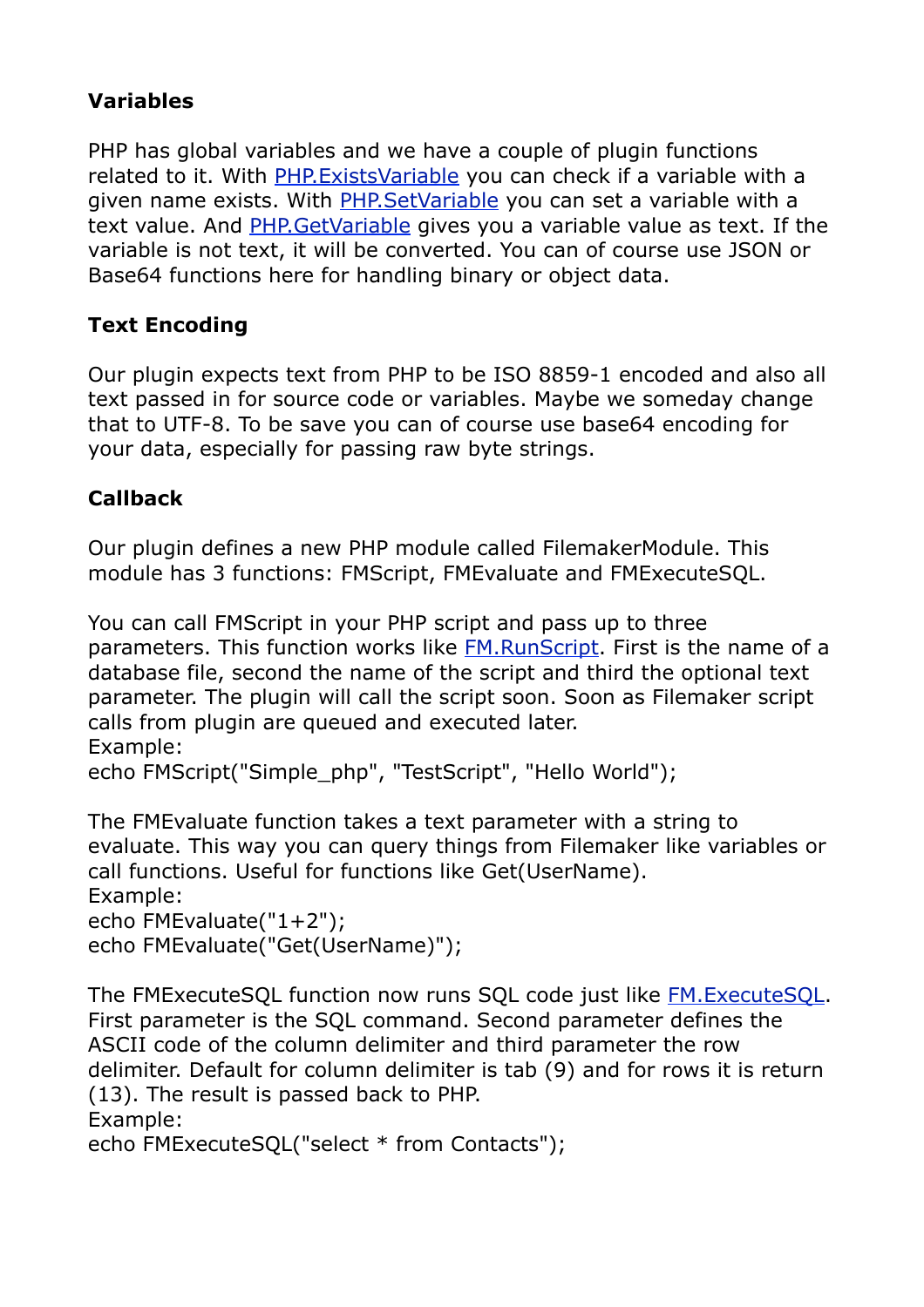### Variables

PHP has global variables and we have a couple of plugin functions related to it. With PHP.ExistsVariable you can check if a variable with a given name exists. With PHP.SetVariable you can set a variable with a text value. And PHP.GetVariable gives you a variable value as text. If the variable is not text, it will be converted. You can of course use JSON or Base64 functions here for handling binary or object data.

### Text Encoding

Our plugin expects text from PHP to be ISO 8859-1 encoded and also all text passed in for source code or variables. Maybe we someday change that to UTF-8. To be save you can of course use base64 encoding for your data, especially for passing raw byte strings.

### Callback

Our plugin defines a new PHP module called FilemakerModule. This module has 3 functions: FMScript, FMEvaluate and FMExecuteSQL.

You can call FMScript in your PHP script and pass up to three parameters. This function works like FM.RunScript. First is the name of a database file, second the name of the script and third the optional text parameter. The plugin will call the script soon. Soon as Filemaker script calls from plugin are queued and executed later.
Example:

```
echo FMScript("Simple_php", "TestScript", "Hello World");
```

The FMEvaluate function takes a text parameter with a string to evaluate. This way you can query things from Filemaker like variables or call functions. Useful for functions like Get(UserName).
Example:

```
echo FMEvaluate("1+2");
echo FMEvaluate("Get(UserName)");
```

The FMExecuteSQL function now runs SQL code just like FM.ExecuteSQL. First parameter is the SQL command. Second parameter defines the ASCII code of the column delimiter and third parameter the row delimiter. Default for column delimiter is tab (9) and for rows it is return (13). The result is passed back to PHP.
Example:

```
echo FMExecuteSQL("select * from Contacts");
```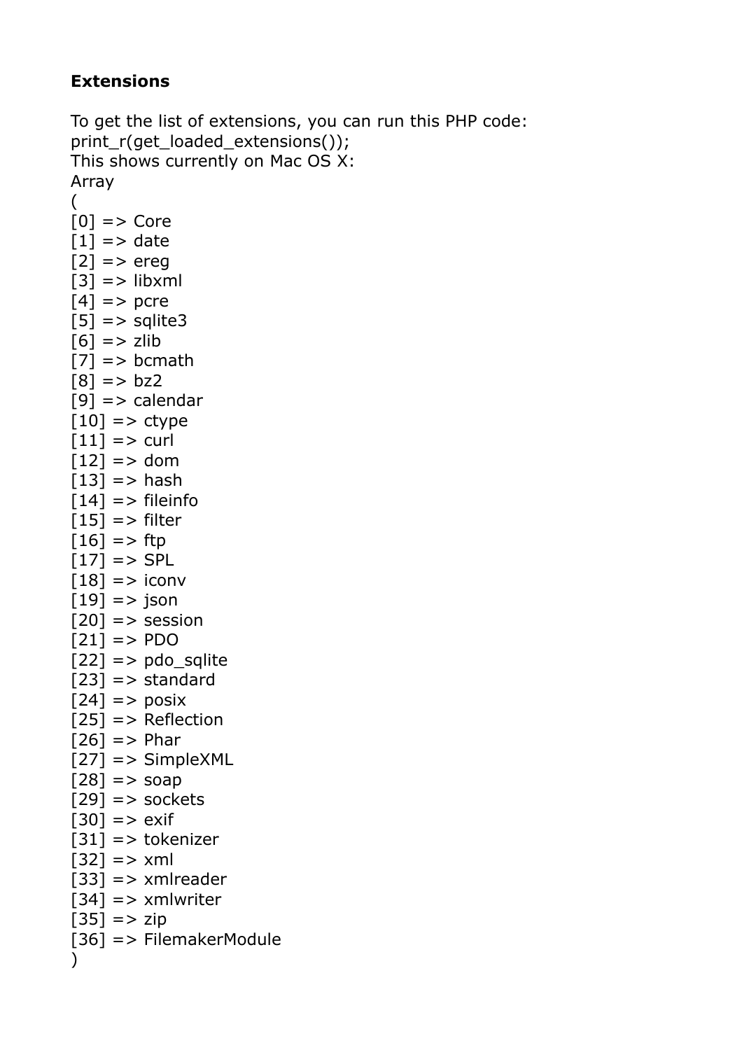**Extensions**

To get the list of extensions, you can run this PHP code:
print_r(get_loaded_extensions());
This shows currently on Mac OS X:

```
Array
(
[0] => Core
[1] => date
[2] => ereg
[3] => libxml
[4] => pcre
[5] => sqlite3
[6] => zlib
[7] => bcmath
[8] => bz2
[9] => calendar
[10] => ctype
[11] => curl
[12] => dom
[13] => hash
[14] => fileinfo
[15] => filter
[16] => ftp
[17] => SPL
[18] => iconv
[19] => json
[20] => session
[21] => PDO
[22] => pdo_sqlite
[23] => standard
[24] => posix
[25] => Reflection
[26] => Phar
[27] => SimpleXML
[28] => soap
[29] => sockets
[30] => exif
[31] => tokenizer
[32] => xml
[33] => xmlreader
[34] => xmlwriter
[35] => zip
[36] => FilemakerModule
)
```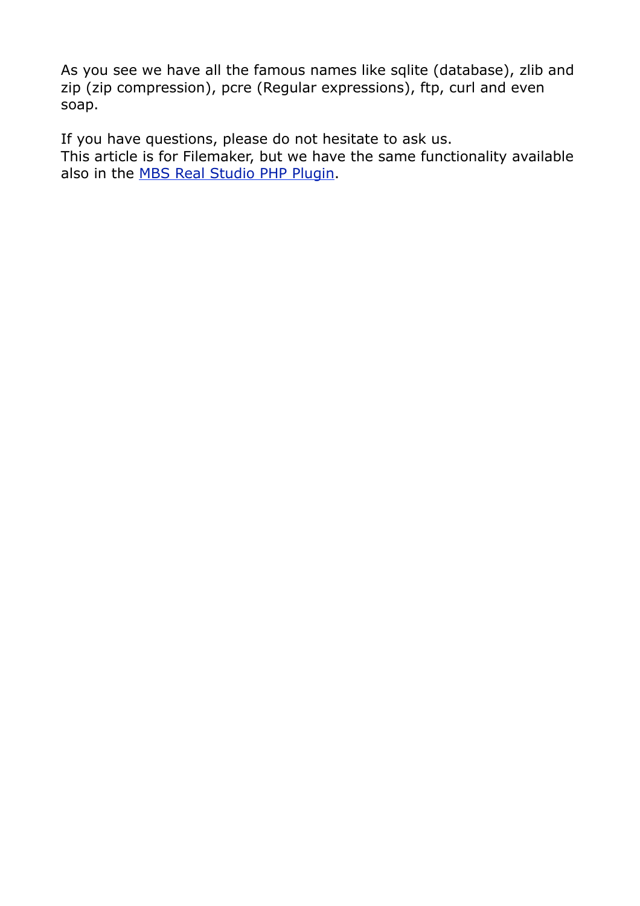As you see we have all the famous names like sqlite (database), zlib and zip (zip compression), pcre (Regular expressions), ftp, curl and even soap.

If you have questions, please do not hesitate to ask us.
This article is for Filemaker, but we have the same functionality available also in the MBS Real Studio PHP Plugin.